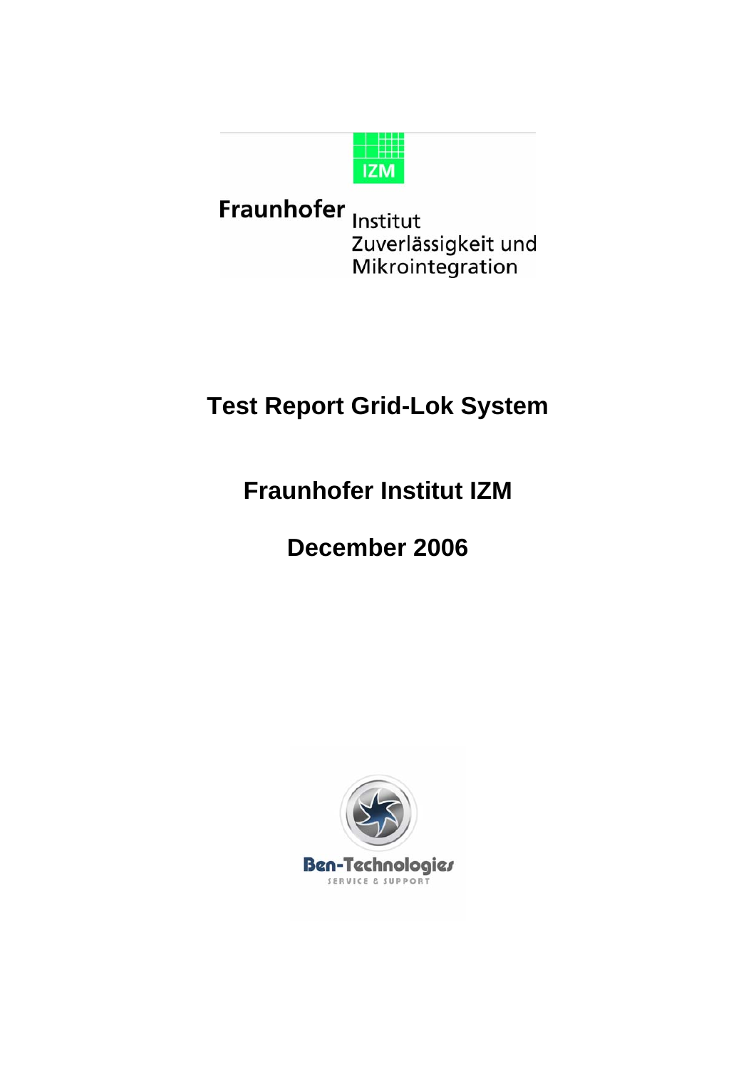IZM

Fraunhofer Institut Zuverlässigkeit und Mikrointegration

# Test Report Grid-Lok System

## Fraunhofer Institut IZM

## December 2006

Ben-Technologies

SERVICE & SUPPORT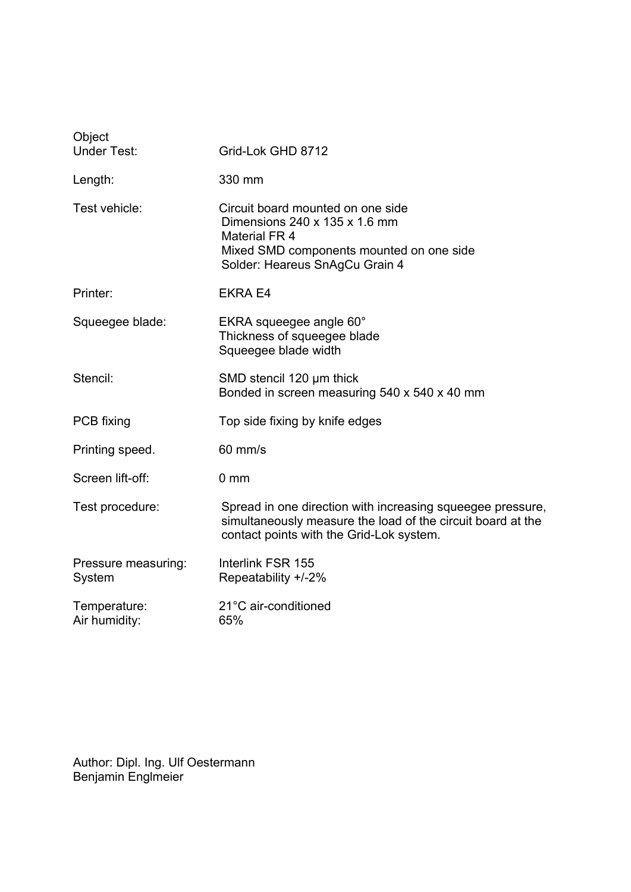| | |
|---|---|
| Object Under Test: | Grid-Lok GHD 8712 |
| Length: | 330 mm |
| Test vehicle: | Circuit board mounted on one side<br>Dimensions 240 x 135 x 1.6 mm<br>Material FR 4<br>Mixed SMD components mounted on one side<br>Solder: Heareus SnAgCu Grain 4 |
| Printer: | EKRA E4 |
| Squeegee blade: | EKRA squeegee angle 60°<br>Thickness of squeegee blade<br>Squeegee blade width |
| Stencil: | SMD stencil 120 µm thick<br>Bonded in screen measuring 540 x 540 x 40 mm |
| PCB fixing | Top side fixing by knife edges |
| Printing speed. | 60 mm/s |
| Screen lift-off: | 0 mm |
| Test procedure: | Spread in one direction with increasing squeegee pressure, simultaneously measure the load of the circuit board at the contact points with the Grid-Lok system. |
| Pressure measuring: System | Interlink FSR 155<br>Repeatability +/-2% |
| Temperature:<br>Air humidity: | 21°C air-conditioned<br>65% |

Author: Dipl. Ing. Ulf Oestermann
Benjamin Englmeier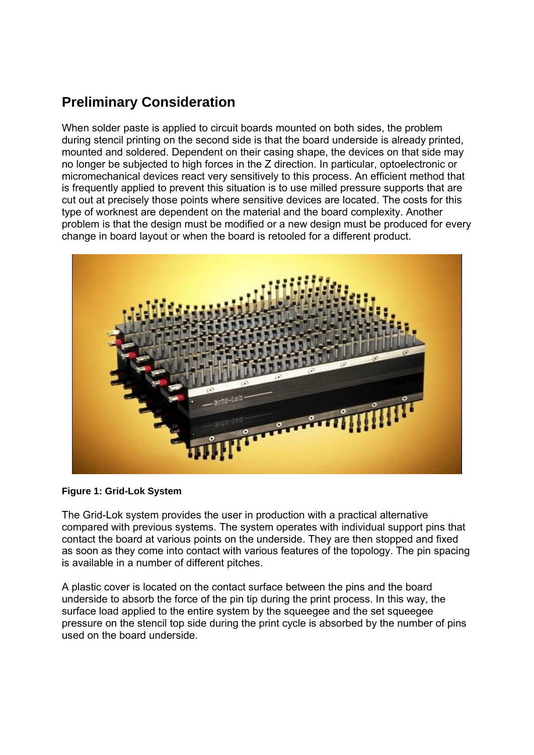## Preliminary Consideration

When solder paste is applied to circuit boards mounted on both sides, the problem during stencil printing on the second side is that the board underside is already printed, mounted and soldered. Dependent on their casing shape, the devices on that side may no longer be subjected to high forces in the Z direction. In particular, optoelectronic or micromechanical devices react very sensitively to this process. An efficient method that is frequently applied to prevent this situation is to use milled pressure supports that are cut out at precisely those points where sensitive devices are located. The costs for this type of worknest are dependent on the material and the board complexity. Another problem is that the design must be modified or a new design must be produced for every change in board layout or when the board is retooled for a different product.

**Figure 1: Grid-Lok System**

The Grid-Lok system provides the user in production with a practical alternative compared with previous systems. The system operates with individual support pins that contact the board at various points on the underside. They are then stopped and fixed as soon as they come into contact with various features of the topology. The pin spacing is available in a number of different pitches.

A plastic cover is located on the contact surface between the pins and the board underside to absorb the force of the pin tip during the print process. In this way, the surface load applied to the entire system by the squeegee and the set squeegee pressure on the stencil top side during the print cycle is absorbed by the number of pins used on the board underside.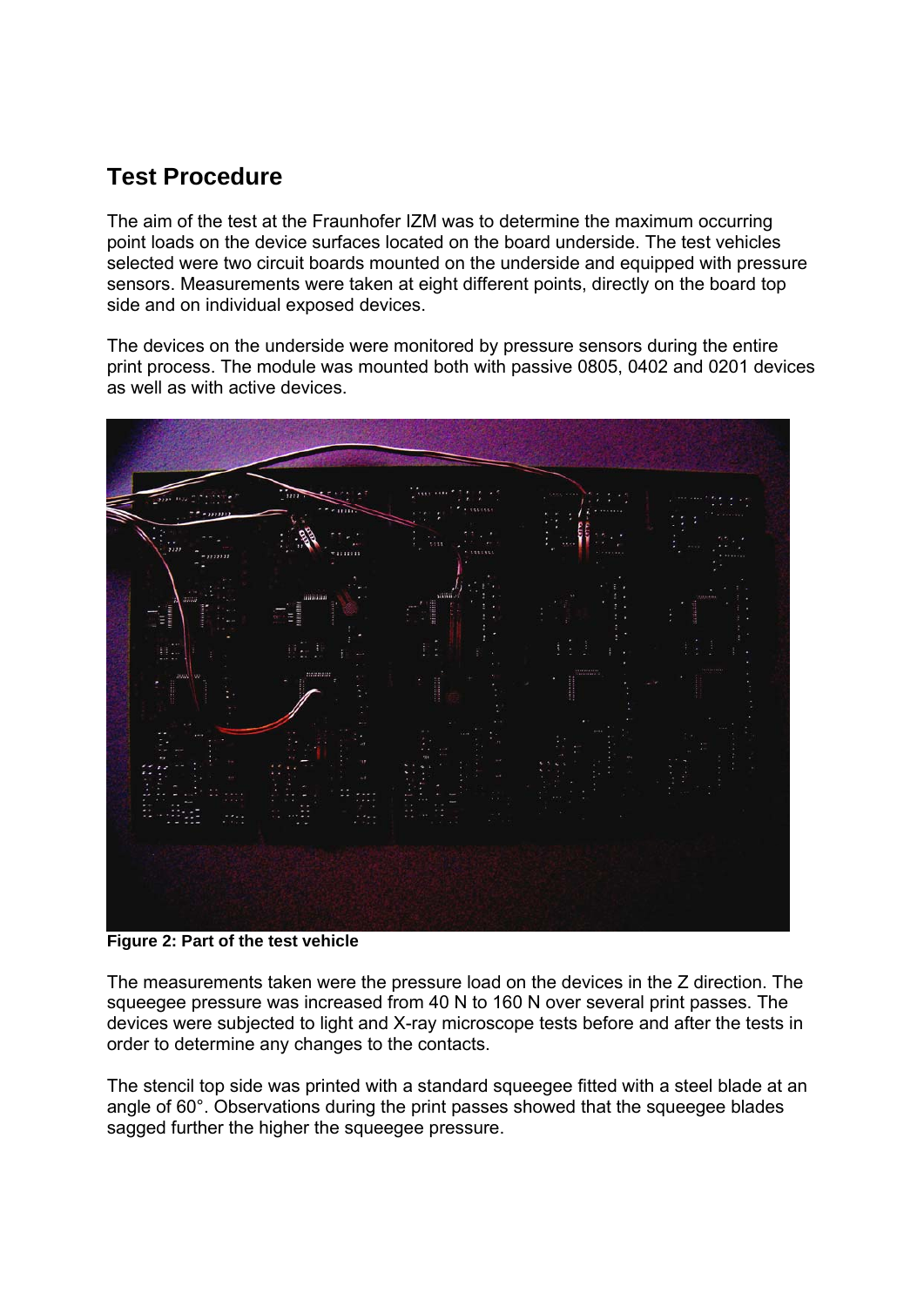## Test Procedure

The aim of the test at the Fraunhofer IZM was to determine the maximum occurring point loads on the device surfaces located on the board underside. The test vehicles selected were two circuit boards mounted on the underside and equipped with pressure sensors. Measurements were taken at eight different points, directly on the board top side and on individual exposed devices.

The devices on the underside were monitored by pressure sensors during the entire print process. The module was mounted both with passive 0805, 0402 and 0201 devices as well as with active devices.

**Figure 2: Part of the test vehicle**

The measurements taken were the pressure load on the devices in the Z direction. The squeegee pressure was increased from 40 N to 160 N over several print passes. The devices were subjected to light and X-ray microscope tests before and after the tests in order to determine any changes to the contacts.

The stencil top side was printed with a standard squeegee fitted with a steel blade at an angle of 60°. Observations during the print passes showed that the squeegee blades sagged further the higher the squeegee pressure.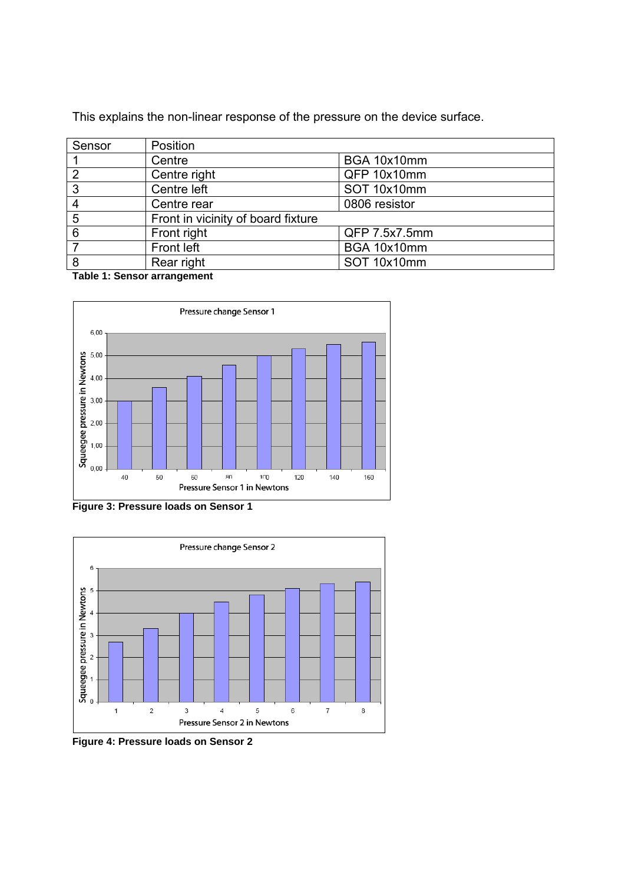This explains the non-linear response of the pressure on the device surface.

| Sensor | Position | |
|---|---|---|
| 1 | Centre | BGA 10x10mm |
| 2 | Centre right | QFP 10x10mm |
| 3 | Centre left | SOT 10x10mm |
| 4 | Centre rear | 0806 resistor |
| 5 | Front in vicinity of board fixture | |
| 6 | Front right | QFP 7.5x7.5mm |
| 7 | Front left | BGA 10x10mm |
| 8 | Rear right | SOT 10x10mm |

**Table 1: Sensor arrangement**

**Figure 3: Pressure loads on Sensor 1**

**Figure 4: Pressure loads on Sensor 2**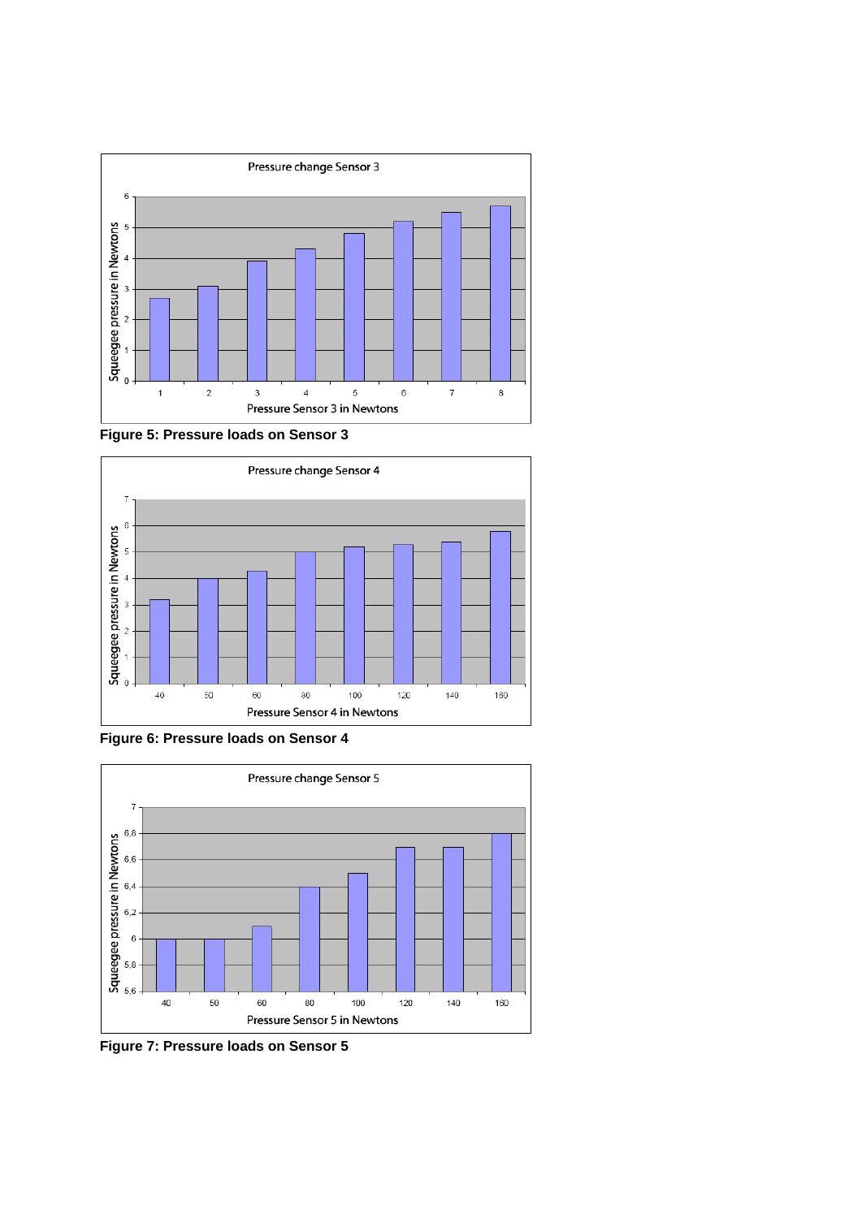Figure 5: Pressure loads on Sensor 3

Figure 6: Pressure loads on Sensor 4

Figure 7: Pressure loads on Sensor 5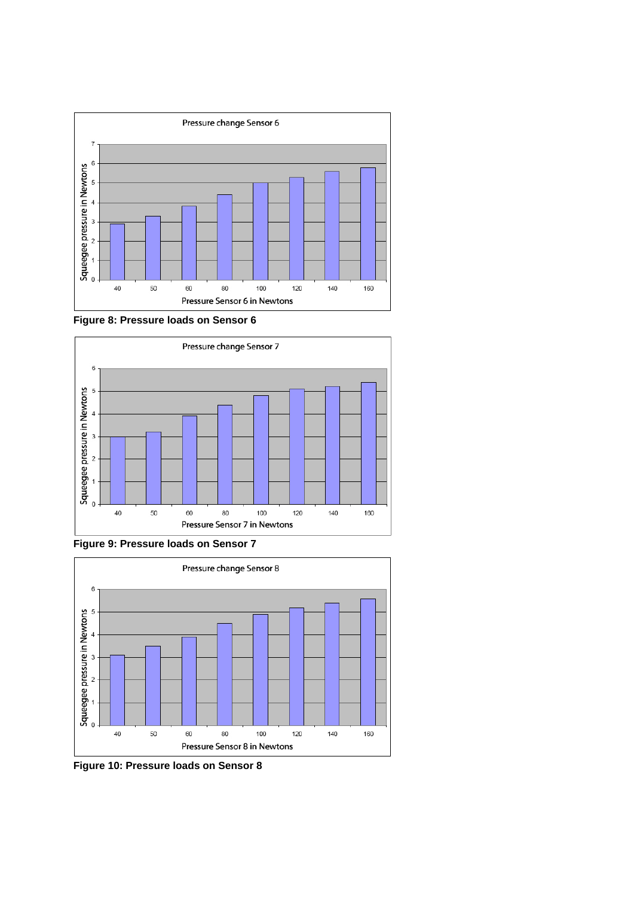**Figure 8: Pressure loads on Sensor 6**

**Figure 9: Pressure loads on Sensor 7**

**Figure 10: Pressure loads on Sensor 8**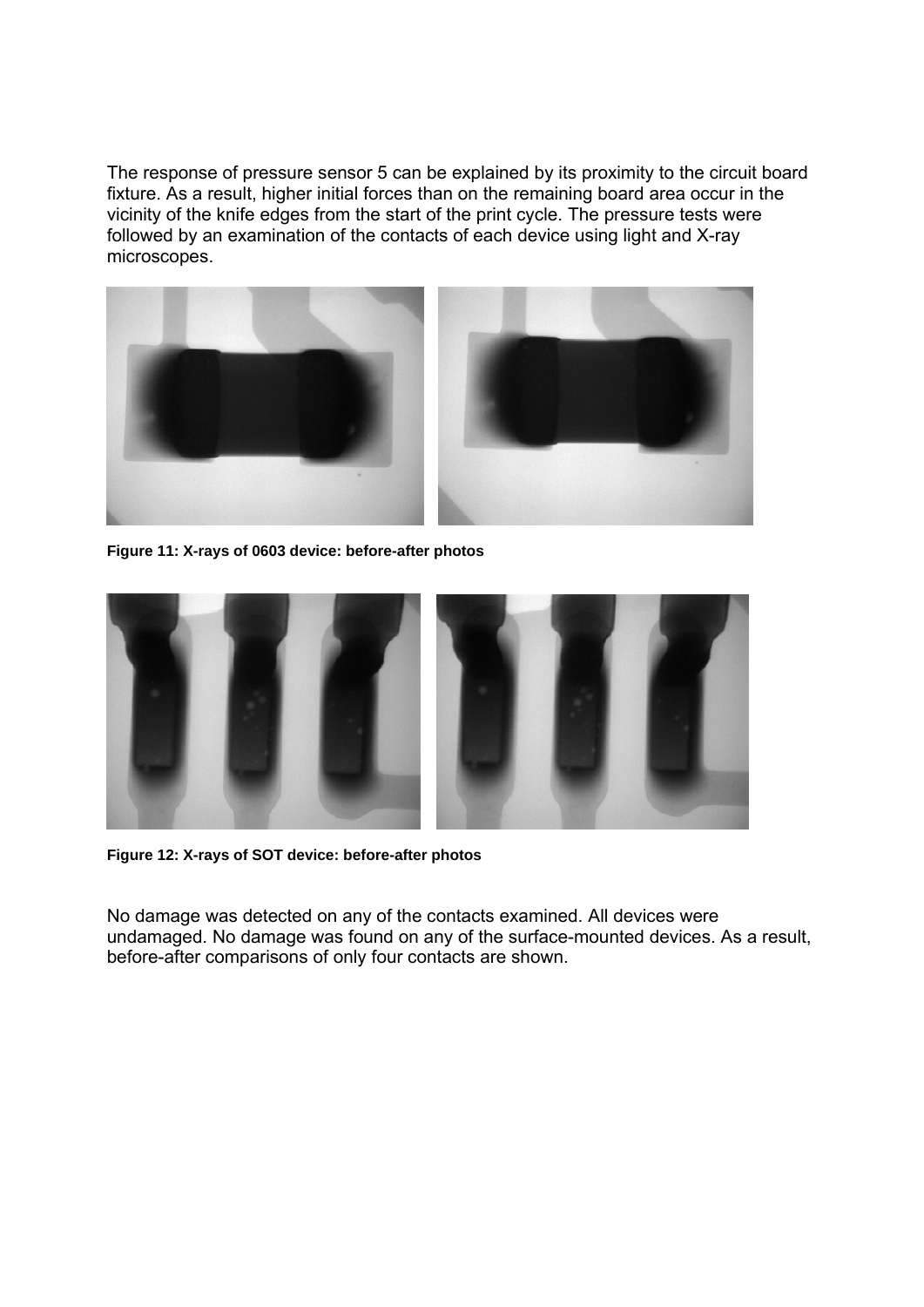The response of pressure sensor 5 can be explained by its proximity to the circuit board fixture. As a result, higher initial forces than on the remaining board area occur in the vicinity of the knife edges from the start of the print cycle. The pressure tests were followed by an examination of the contacts of each device using light and X-ray microscopes.

**Figure 11: X-rays of 0603 device: before-after photos**

**Figure 12: X-rays of SOT device: before-after photos**

No damage was detected on any of the contacts examined. All devices were undamaged. No damage was found on any of the surface-mounted devices. As a result, before-after comparisons of only four contacts are shown.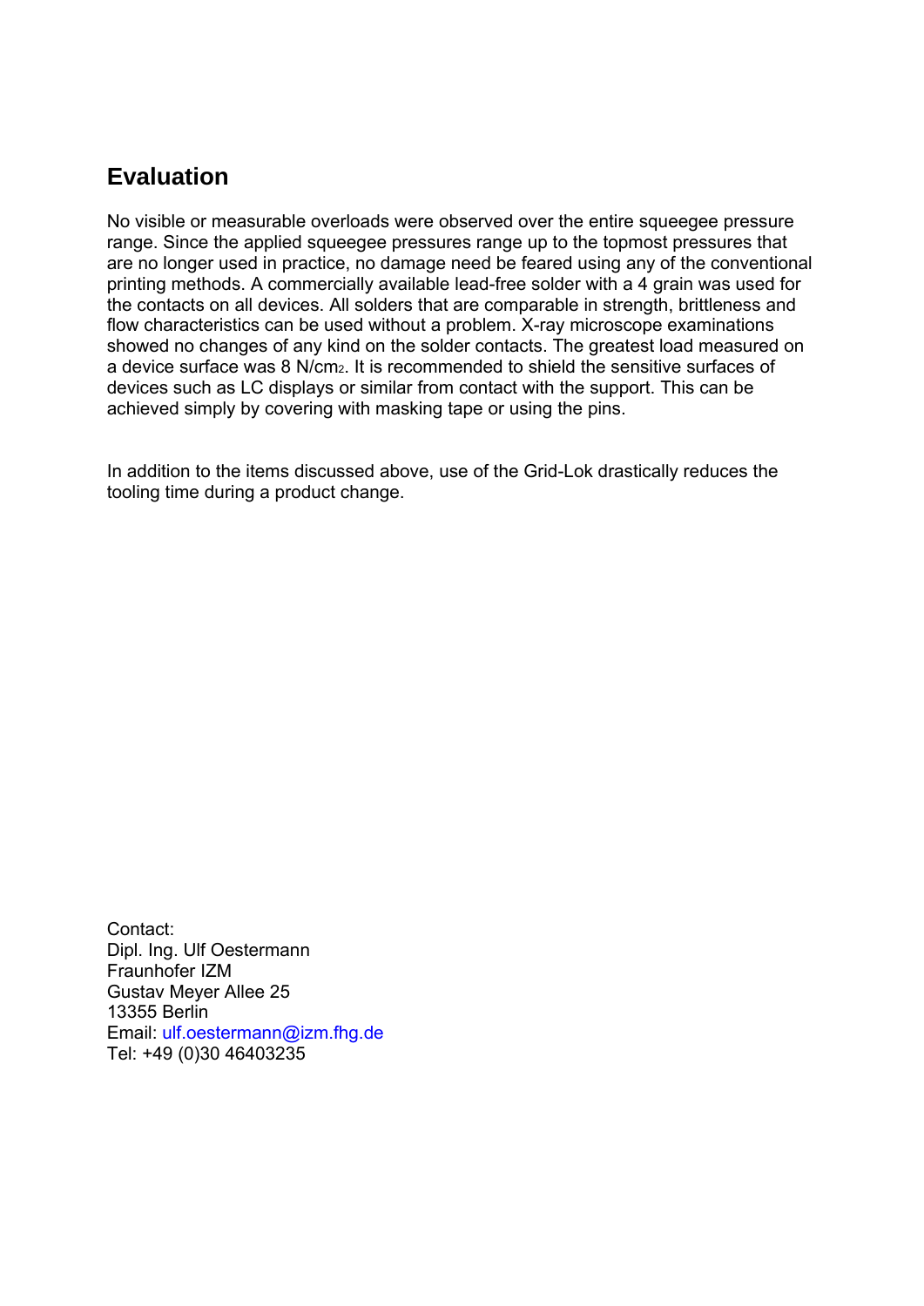## Evaluation

No visible or measurable overloads were observed over the entire squeegee pressure range. Since the applied squeegee pressures range up to the topmost pressures that are no longer used in practice, no damage need be feared using any of the conventional printing methods. A commercially available lead-free solder with a 4 grain was used for the contacts on all devices. All solders that are comparable in strength, brittleness and flow characteristics can be used without a problem. X-ray microscope examinations showed no changes of any kind on the solder contacts. The greatest load measured on a device surface was 8 $N/cm^2$. It is recommended to shield the sensitive surfaces of devices such as LC displays or similar from contact with the support. This can be achieved simply by covering with masking tape or using the pins.

In addition to the items discussed above, use of the Grid-Lok drastically reduces the tooling time during a product change.

Contact:
Dipl. Ing. Ulf Oestermann
Fraunhofer IZM
Gustav Meyer Allee 25
13355 Berlin
Email: ulf.oestermann@izm.fhg.de
Tel: +49 (0)30 46403235